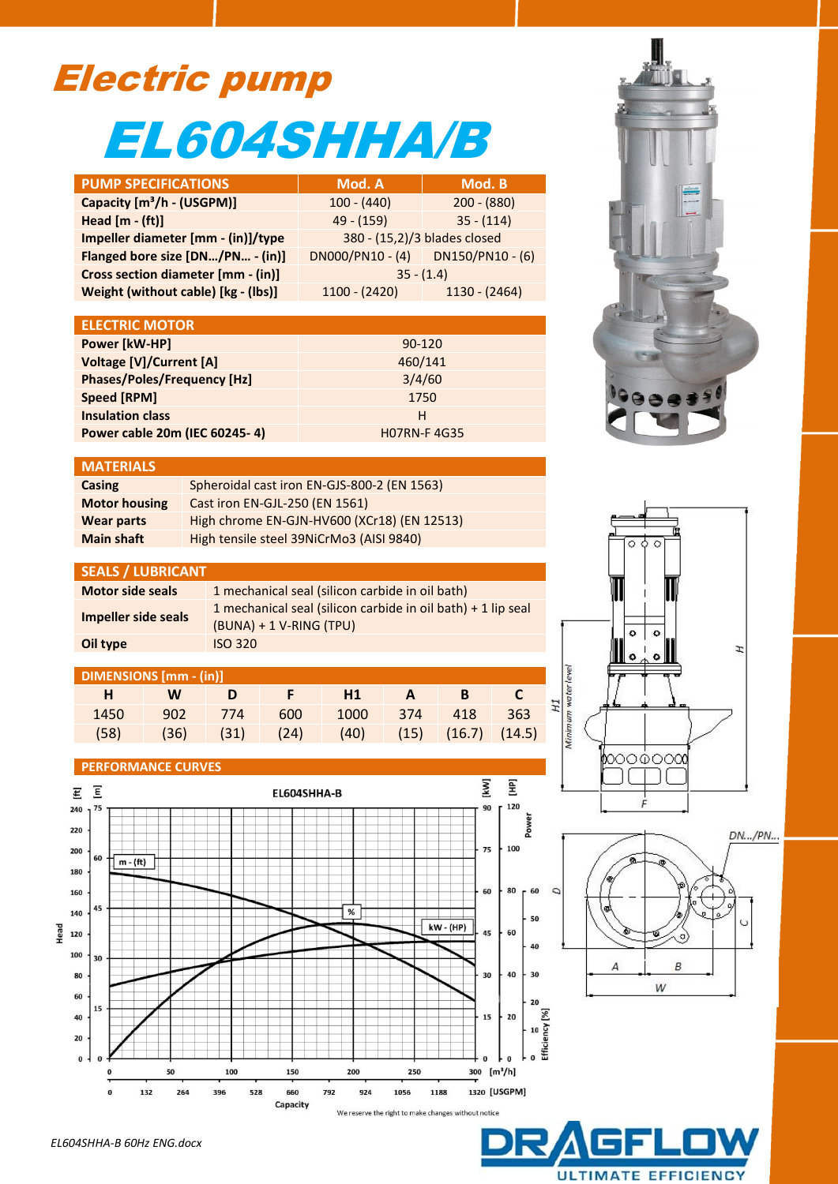# Electric pump

# EL604SHHA/B

| PUMP SPECIFICATIONS | Mod. A | Mod. B |
|---|---|---|
| Capacity [m³/h - (USGPM)] | 100 - (440) | 200 - (880) |
| Head [m - (ft)] | 49 - (159) | 35 - (114) |
| Impeller diameter [mm - (in)]/type | 380 - (15,2)/3 blades closed | |
| Flanged bore size [DN…/PN… - (in)] | DN000/PN10 - (4) | DN150/PN10 - (6) |
| Cross section diameter [mm - (in)] | 35 - (1.4) | |
| Weight (without cable) [kg - (lbs)] | 1100 - (2420) | 1130 - (2464) |

| ELECTRIC MOTOR | |
|---|---|
| Power [kW-HP] | 90-120 |
| Voltage [V]/Current [A] | 460/141 |
| Phases/Poles/Frequency [Hz] | 3/4/60 |
| Speed [RPM] | 1750 |
| Insulation class | H |
| Power cable 20m (IEC 60245- 4) | H07RN-F 4G35 |

| MATERIALS | |
|---|---|
| Casing | Spheroidal cast iron EN-GJS-800-2 (EN 1563) |
| Motor housing | Cast iron EN-GJL-250 (EN 1561) |
| Wear parts | High chrome EN-GJN-HV600 (XCr18) (EN 12513) |
| Main shaft | High tensile steel 39NiCrMo3 (AISI 9840) |

| SEALS / LUBRICANT | |
|---|---|
| Motor side seals | 1 mechanical seal (silicon carbide in oil bath) |
| Impeller side seals | 1 mechanical seal (silicon carbide in oil bath) + 1 lip seal (BUNA) + 1 V-RING (TPU) |
| Oil type | ISO 320 |

| DIMENSIONS [mm - (in)] | | | | | | | |
|---|---|---|---|---|---|---|---|
| H | W | D | F | H1 | A | B | C |
| 1450 | 902 | 774 | 600 | 1000 | 374 | 418 | 363 |
| (58) | (36) | (31) | (24) | (40) | (15) | (16.7) | (14.5) |

## PERFORMANCE CURVES

We reserve the right to make changes without notice

EL604SHHA-B 60Hz ENG.docx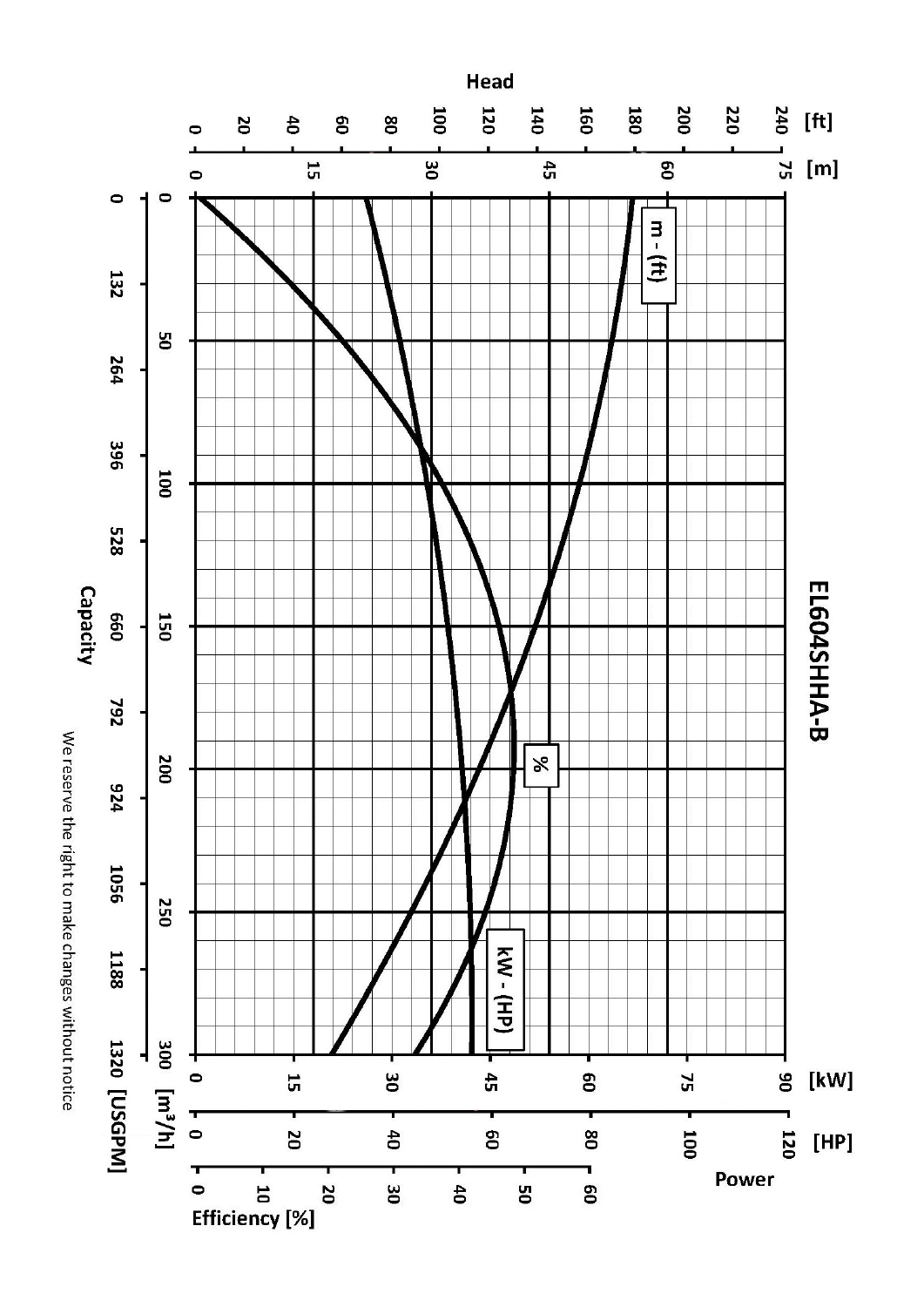# EL604SHHA-B

Head

[ft] 0 20 40 60 80 100 120 140 160 180 200 220 240

[m] 0 15 30 45 60 75

m - (ft)

%

kW - (HP)

Capacity

[m³/h] 0 50 100 150 200 250 300

[USGPM] 0 132 264 396 528 660 792 924 1056 1188 1320

Power

[kW] 0 15 30 45 60 75 90

[HP] 0 20 40 60 80 100 120

Efficiency [%] 0 10 20 30 40 50 60

We reserve the right to make changes without notice